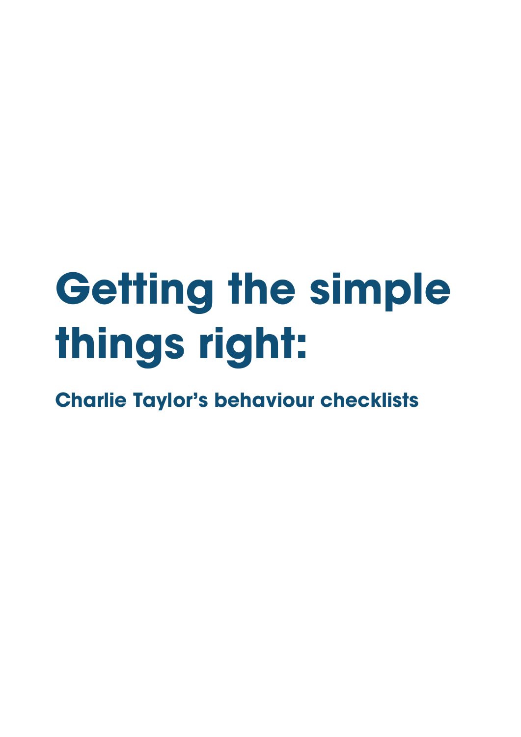# Getting the simple things right:

## Charlie Taylor's behaviour checklists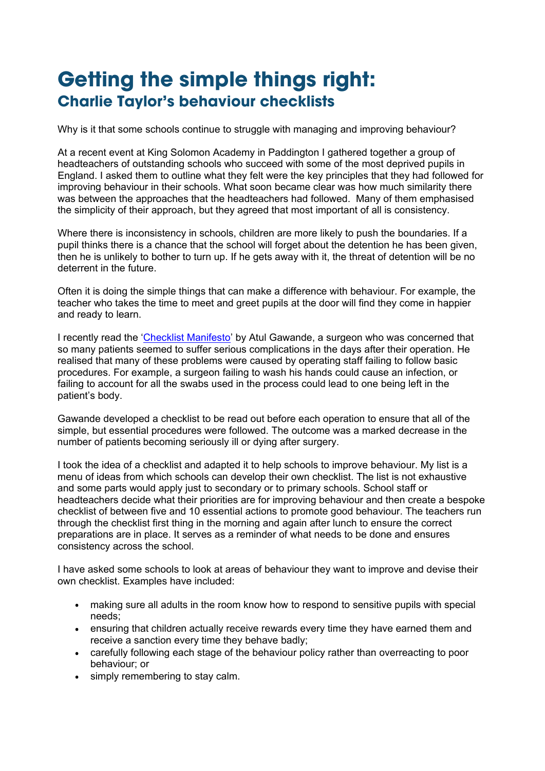# Getting the simple things right:

## Charlie Taylor's behaviour checklists

Why is it that some schools continue to struggle with managing and improving behaviour?

At a recent event at King Solomon Academy in Paddington I gathered together a group of headteachers of outstanding schools who succeed with some of the most deprived pupils in England. I asked them to outline what they felt were the key principles that they had followed for improving behaviour in their schools. What soon became clear was how much similarity there was between the approaches that the headteachers had followed. Many of them emphasised the simplicity of their approach, but they agreed that most important of all is consistency.

Where there is inconsistency in schools, children are more likely to push the boundaries. If a pupil thinks there is a chance that the school will forget about the detention he has been given, then he is unlikely to bother to turn up. If he gets away with it, the threat of detention will be no deterrent in the future.

Often it is doing the simple things that can make a difference with behaviour. For example, the teacher who takes the time to meet and greet pupils at the door will find they come in happier and ready to learn.

I recently read the 'Checklist Manifesto' by Atul Gawande, a surgeon who was concerned that so many patients seemed to suffer serious complications in the days after their operation. He realised that many of these problems were caused by operating staff failing to follow basic procedures. For example, a surgeon failing to wash his hands could cause an infection, or failing to account for all the swabs used in the process could lead to one being left in the patient's body.

Gawande developed a checklist to be read out before each operation to ensure that all of the simple, but essential procedures were followed. The outcome was a marked decrease in the number of patients becoming seriously ill or dying after surgery.

I took the idea of a checklist and adapted it to help schools to improve behaviour. My list is a menu of ideas from which schools can develop their own checklist. The list is not exhaustive and some parts would apply just to secondary or to primary schools. School staff or headteachers decide what their priorities are for improving behaviour and then create a bespoke checklist of between five and 10 essential actions to promote good behaviour. The teachers run through the checklist first thing in the morning and again after lunch to ensure the correct preparations are in place. It serves as a reminder of what needs to be done and ensures consistency across the school.

I have asked some schools to look at areas of behaviour they want to improve and devise their own checklist. Examples have included:

- making sure all adults in the room know how to respond to sensitive pupils with special needs;
- ensuring that children actually receive rewards every time they have earned them and receive a sanction every time they behave badly;
- carefully following each stage of the behaviour policy rather than overreacting to poor behaviour; or
- simply remembering to stay calm.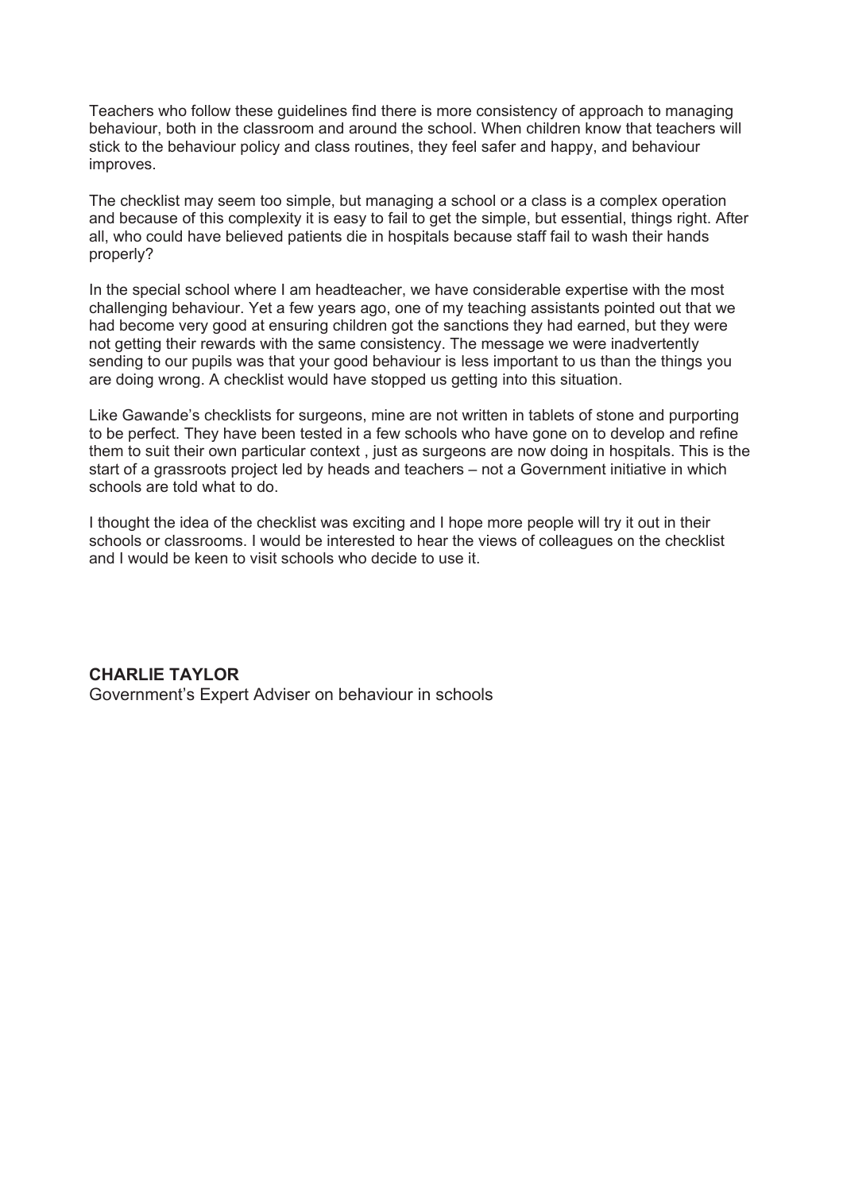Teachers who follow these guidelines find there is more consistency of approach to managing behaviour, both in the classroom and around the school. When children know that teachers will stick to the behaviour policy and class routines, they feel safer and happy, and behaviour improves.

The checklist may seem too simple, but managing a school or a class is a complex operation and because of this complexity it is easy to fail to get the simple, but essential, things right. After all, who could have believed patients die in hospitals because staff fail to wash their hands properly?

In the special school where I am headteacher, we have considerable expertise with the most challenging behaviour. Yet a few years ago, one of my teaching assistants pointed out that we had become very good at ensuring children got the sanctions they had earned, but they were not getting their rewards with the same consistency. The message we were inadvertently sending to our pupils was that your good behaviour is less important to us than the things you are doing wrong. A checklist would have stopped us getting into this situation.

Like Gawande's checklists for surgeons, mine are not written in tablets of stone and purporting to be perfect. They have been tested in a few schools who have gone on to develop and refine them to suit their own particular context , just as surgeons are now doing in hospitals. This is the start of a grassroots project led by heads and teachers – not a Government initiative in which schools are told what to do.

I thought the idea of the checklist was exciting and I hope more people will try it out in their schools or classrooms. I would be interested to hear the views of colleagues on the checklist and I would be keen to visit schools who decide to use it.

**CHARLIE TAYLOR**
Government's Expert Adviser on behaviour in schools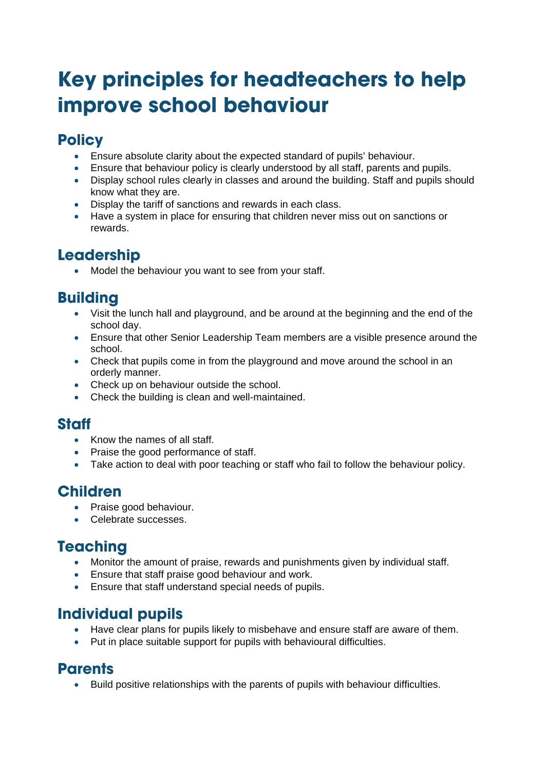# Key principles for headteachers to help improve school behaviour

## Policy

- Ensure absolute clarity about the expected standard of pupils' behaviour.
- Ensure that behaviour policy is clearly understood by all staff, parents and pupils.
- Display school rules clearly in classes and around the building. Staff and pupils should know what they are.
- Display the tariff of sanctions and rewards in each class.
- Have a system in place for ensuring that children never miss out on sanctions or rewards.

## Leadership

- Model the behaviour you want to see from your staff.

## Building

- Visit the lunch hall and playground, and be around at the beginning and the end of the school day.
- Ensure that other Senior Leadership Team members are a visible presence around the school.
- Check that pupils come in from the playground and move around the school in an orderly manner.
- Check up on behaviour outside the school.
- Check the building is clean and well-maintained.

## Staff

- Know the names of all staff.
- Praise the good performance of staff.
- Take action to deal with poor teaching or staff who fail to follow the behaviour policy.

## Children

- Praise good behaviour.
- Celebrate successes.

## Teaching

- Monitor the amount of praise, rewards and punishments given by individual staff.
- Ensure that staff praise good behaviour and work.
- Ensure that staff understand special needs of pupils.

## Individual pupils

- Have clear plans for pupils likely to misbehave and ensure staff are aware of them.
- Put in place suitable support for pupils with behavioural difficulties.

## Parents

- Build positive relationships with the parents of pupils with behaviour difficulties.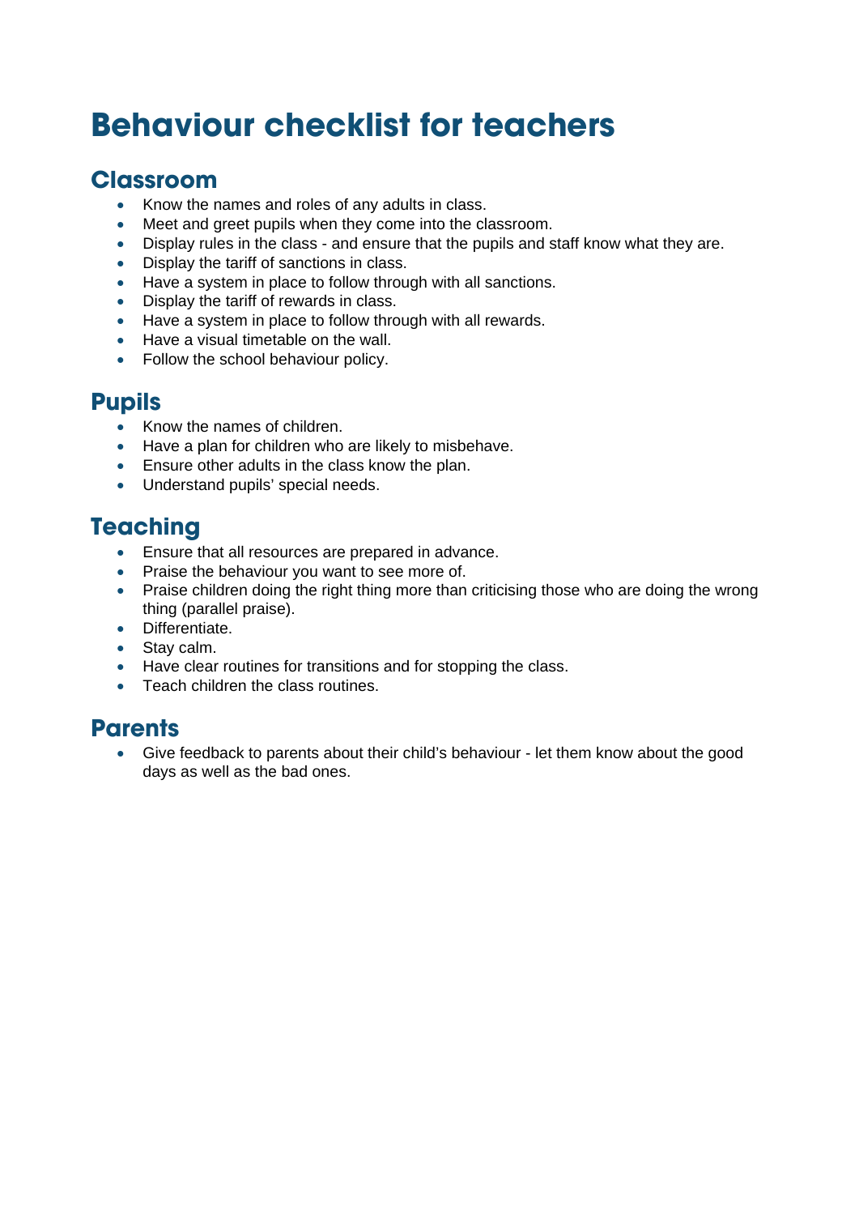# Behaviour checklist for teachers

## Classroom

- Know the names and roles of any adults in class.
- Meet and greet pupils when they come into the classroom.
- Display rules in the class - and ensure that the pupils and staff know what they are.
- Display the tariff of sanctions in class.
- Have a system in place to follow through with all sanctions.
- Display the tariff of rewards in class.
- Have a system in place to follow through with all rewards.
- Have a visual timetable on the wall.
- Follow the school behaviour policy.

## Pupils

- Know the names of children.
- Have a plan for children who are likely to misbehave.
- Ensure other adults in the class know the plan.
- Understand pupils' special needs.

## Teaching

- Ensure that all resources are prepared in advance.
- Praise the behaviour you want to see more of.
- Praise children doing the right thing more than criticising those who are doing the wrong thing (parallel praise).
- Differentiate.
- Stay calm.
- Have clear routines for transitions and for stopping the class.
- Teach children the class routines.

## Parents

- Give feedback to parents about their child's behaviour - let them know about the good days as well as the bad ones.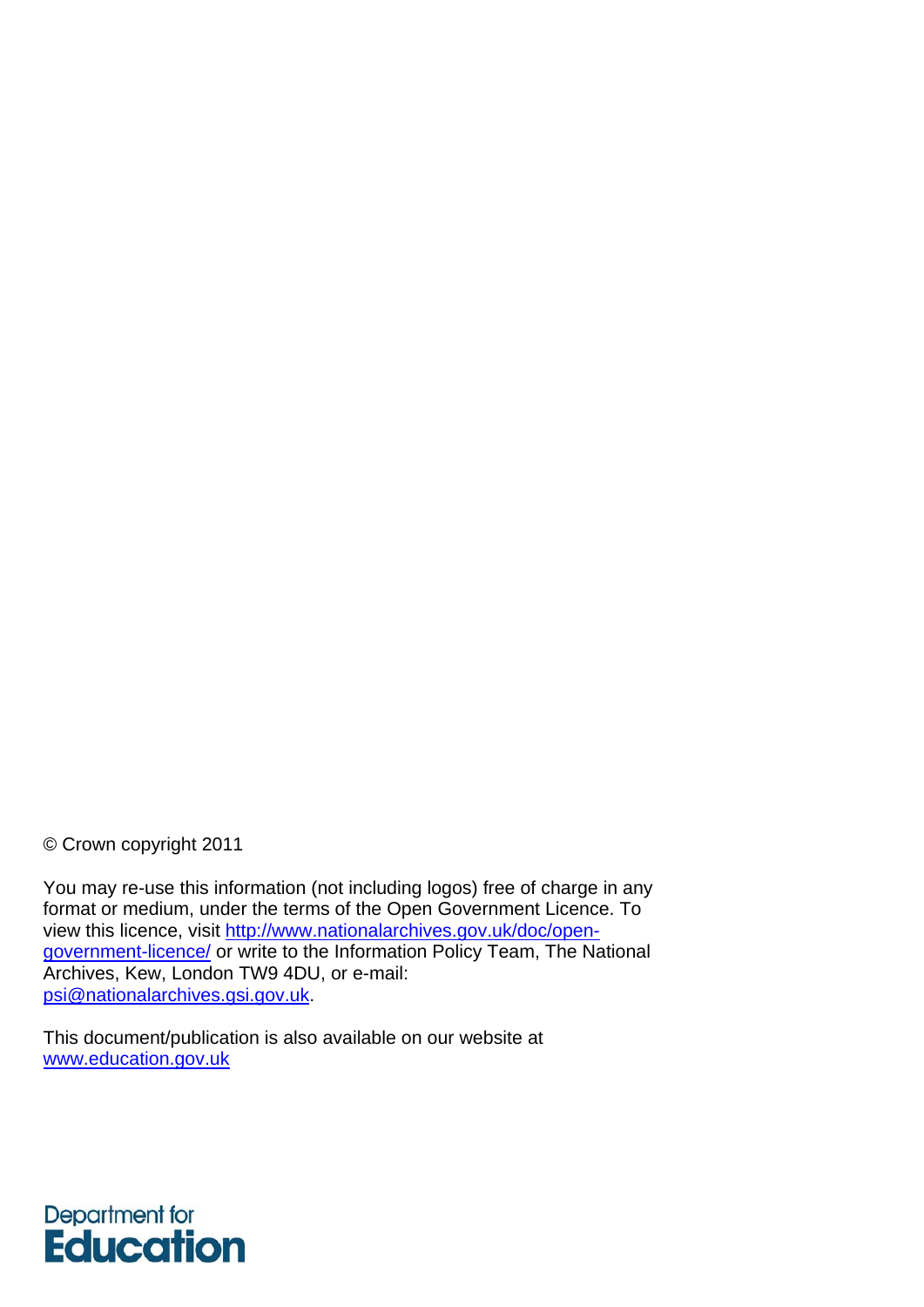© Crown copyright 2011

You may re-use this information (not including logos) free of charge in any format or medium, under the terms of the Open Government Licence. To view this licence, visit http://www.nationalarchives.gov.uk/doc/open-government-licence/ or write to the Information Policy Team, The National Archives, Kew, London TW9 4DU, or e-mail: psi@nationalarchives.gsi.gov.uk.

This document/publication is also available on our website at www.education.gov.uk

Department for Education